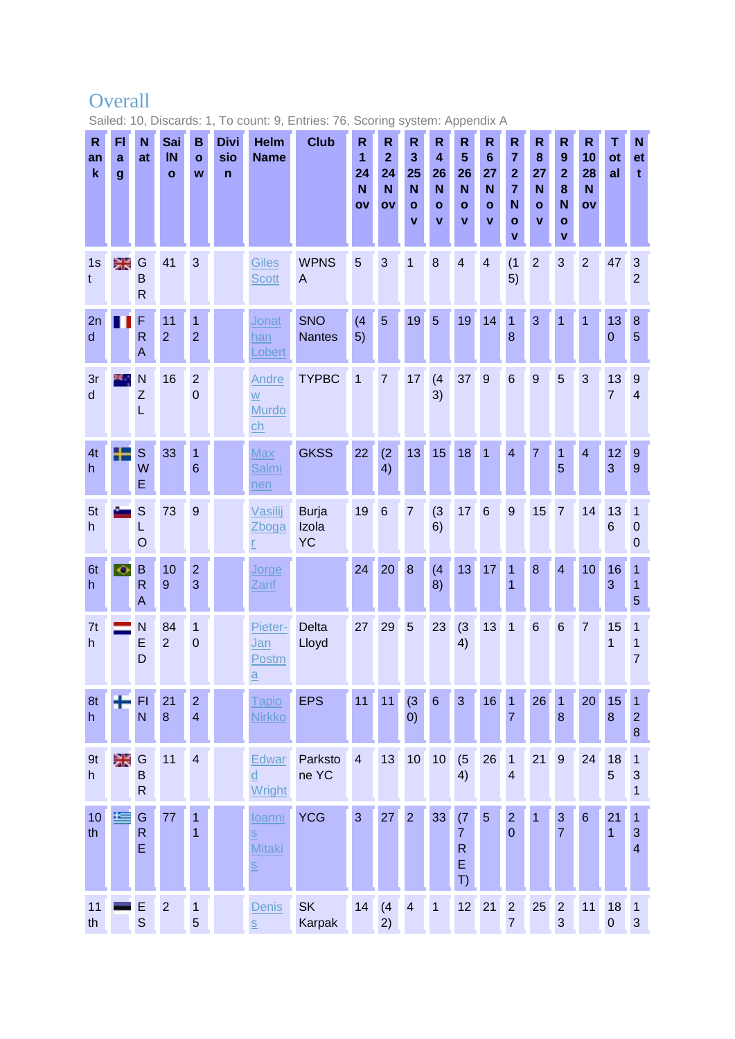# Overall

Sailed: 10, Discards: 1, To count: 9, Entries: 76, Scoring system: Appendix A

| Rank | Flag | Nat | Sail No | Bow | Division | Helm Name | Club | R1 24 Nov | R2 24 Nov | R3 25 Nov | R4 26 Nov | R5 26 Nov | R6 27 Nov | R7 27 Nov | R8 27 Nov | R9 28 Nov | R10 28 Nov | Total | Nett |
|---|---|---|---|---|---|---|---|---|---|---|---|---|---|---|---|---|---|---|---|
| 1st | | GBR | 41 | 3 | | Giles Scott | WPNSA | 5 | 3 | 1 | 8 | 4 | 4 | (15) | 2 | 3 | 2 | 47 | 32 |
| 2nd | | FRA | 112 | 12 | | Jonathan Lobert | SNO Nantes | (45) | 5 | 19 | 5 | 19 | 14 | 18 | 3 | 1 | 1 | 130 | 85 |
| 3rd | | NZL | 16 | 20 | | Andrew Murdoch | TYPBC | 1 | 7 | 17 | (43) | 37 | 9 | 6 | 9 | 5 | 3 | 137 | 94 |
| 4th | | SWE | 33 | 16 | | Max Salminen | GKSS | 22 | (24) | 13 | 15 | 18 | 1 | 4 | 7 | 15 | 4 | 123 | 99 |
| 5th | | SLO | 73 | 9 | | Vasilij Zbogar | Burja Izola YC | 19 | 6 | 7 | (36) | 17 | 6 | 9 | 15 | 7 | 14 | 136 | 100 |
| 6th | | BRA | 109 | 23 | | Jorge Zarif | | 24 | 20 | 8 | (48) | 13 | 17 | 11 | 8 | 4 | 10 | 163 | 115 |
| 7th | | NED | 842 | 10 | | Pieter-Jan Postma | Delta Lloyd | 27 | 29 | 5 | 23 | (34) | 13 | 1 | 6 | 6 | 7 | 151 | 117 |
| 8th | | FIN | 218 | 24 | | Tapio Nirkko | EPS | 11 | 11 | (30) | 6 | 3 | 16 | 17 | 26 | 18 | 20 | 158 | 128 |
| 9th | | GBR | 11 | 4 | | Edward Wright | Parkstone YC | 4 | 13 | 10 | 10 | (54) | 26 | 14 | 21 | 9 | 24 | 185 | 131 |
| 10th | | GRE | 77 | 11 | | Ioannis Mitakis | YCG | 3 | 27 | 2 | 33 | (77 RET) | 5 | 20 | 1 | 37 | 6 | 211 | 134 |
| 11th | | ES | 2 | 15 | | Deniss | SK Karpak | 14 | (42) | 4 | 1 | 12 | 21 | 27 | 25 | 23 | 11 | 180 | 13 |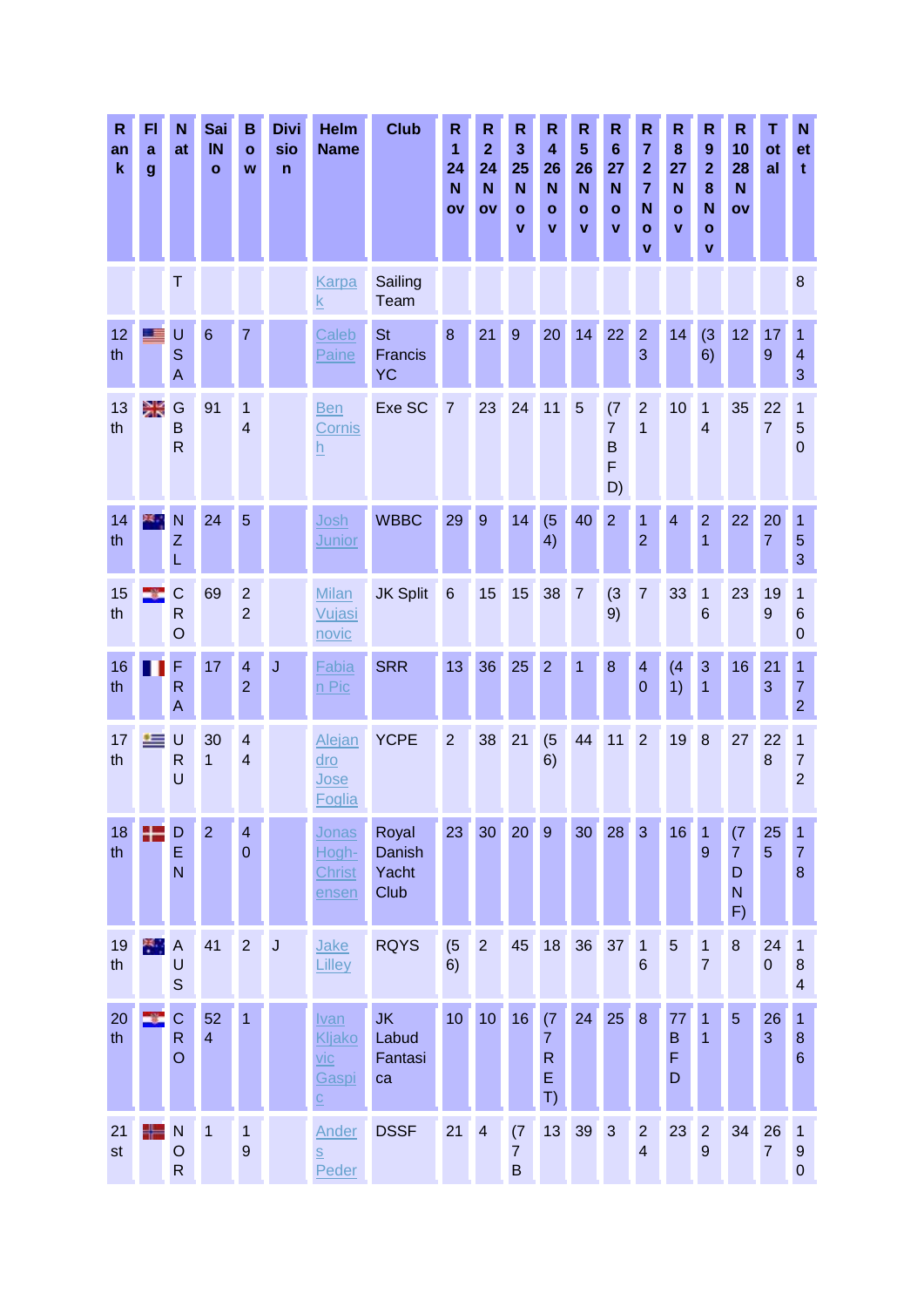| Rank | Flag | Nat | Sail No | Bow | Division | Helm Name | Club | R1 24 Nov | R2 24 Nov | R3 25 Nov | R4 26 Nov | R5 26 Nov | R6 27 Nov | R7 27 Nov | R8 27 Nov | R9 28 Nov | R10 28 Nov | Total | Nett |
|---|---|---|---|---|---|---|---|---|---|---|---|---|---|---|---|---|---|---|---|
| | | T | | | | Karpak | Sailing Team | | | | | | | | | | | | 8 |
| 12th | | USA | 6 | 7 | | Caleb Paine | St Francis YC | 8 | 21 | 9 | 20 | 14 | 22 | 23 | 14 | (36) | 12 | 179 | 143 |
| 13th | | GBR | 91 | 14 | | Ben Cornish | Exe SC | 7 | 23 | 24 | 11 | 5 | (77 BFD) | 21 | 10 | 14 | 35 | 227 | 150 |
| 14th | | NZL | 24 | 5 | | Josh Junior | WBBC | 29 | 9 | 14 | (54) | 40 | 2 | 12 | 4 | 21 | 22 | 207 | 153 |
| 15th | | CRO | 69 | 22 | | Milan Vujasinovic | JK Split | 6 | 15 | 15 | 38 | 7 | (39) | 7 | 33 | 16 | 23 | 199 | 160 |
| 16th | | FRA | 17 | 42 | J | Fabian Pic | SRR | 13 | 36 | 25 | 2 | 1 | 8 | 40 | (41) | 31 | 16 | 213 | 172 |
| 17th | | URU | 301 | 44 | | Alejandro Jose Foglia | YCPE | 2 | 38 | 21 | (56) | 44 | 11 | 2 | 19 | 8 | 27 | 228 | 172 |
| 18th | | DEN | 2 | 40 | | Jonas Hogh-Christensen | Royal Danish Yacht Club | 23 | 30 | 20 | 9 | 30 | 28 | 3 | 16 | 19 | (77 DNF) | 255 | 178 |
| 19th | | AUS | 41 | 2 | J | Jake Lilley | RQYS | (56) | 2 | 45 | 18 | 36 | 37 | 16 | 5 | 17 | 8 | 240 | 184 |
| 20th | | CRO | 524 | 1 | | Ivan Kljakovic Gaspic | JK Labud Fantasica | 10 | 10 | 16 | (77 RET) | 24 | 25 | 8 | 77 BFD | 11 | 5 | 263 | 186 |
| 21st | | NOR | 1 | 19 | | Anders Peder | DSSF | 21 | 4 | (77 B | 13 | 39 | 3 | 24 | 23 | 29 | 34 | 267 | 190 |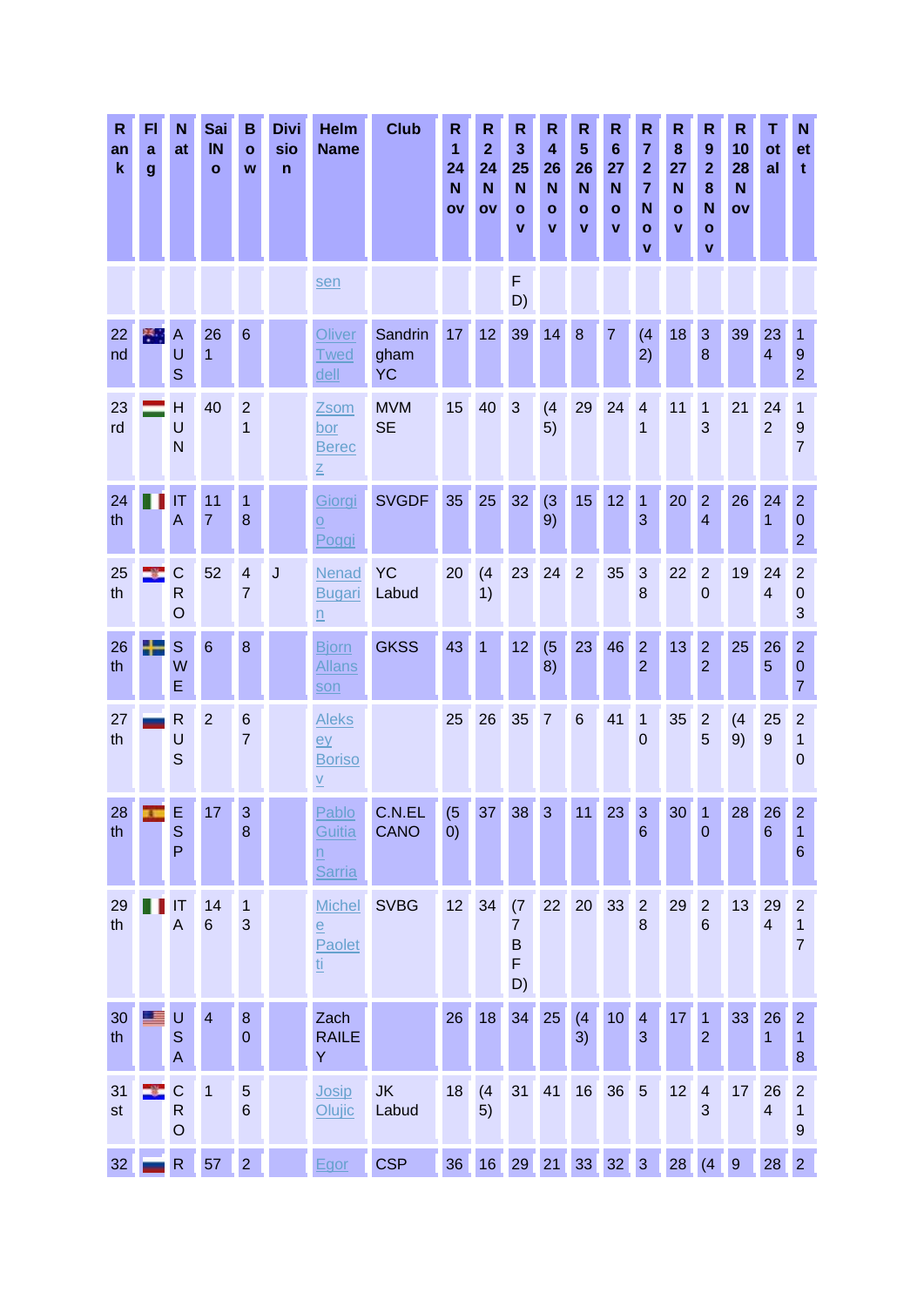| Rank | Flag | Nat | Sail No | Bow | Division | Helm Name | Club | R 1 24 Nov | R 2 24 Nov | R 3 25 Nov | R 4 26 Nov | R 5 26 Nov | R 6 27 Nov | R 7 27 Nov | R 8 27 Nov | R 9 28 Nov | R 10 28 Nov | Total | Nett |
|---|---|---|---|---|---|---|---|---|---|---|---|---|---|---|---|---|---|---|---|
| | | | | | | sen | | | | FD) | | | | | | | | | |
| 22nd | | AUS | 261 | 6 | | Oliver Tweddell | Sandringham YC | 17 | 12 | 39 | 14 | 8 | 7 | (42) | 18 | 38 | 39 | 234 | 192 |
| 23rd | | HUN | 40 | 21 | | Zsombor Berecz | MVM SE | 15 | 40 | 3 | (45) | 29 | 24 | 41 | 11 | 13 | 21 | 242 | 197 |
| 24th | | ITA | 117 | 18 | | Giorgio Poggi | SVGDF | 35 | 25 | 32 | (39) | 15 | 12 | 13 | 20 | 24 | 26 | 241 | 202 |
| 25th | | CRO | 52 | 47 | J | Nenad Bugarin | YC Labud | 20 | (41) | 23 | 24 | 2 | 35 | 38 | 22 | 20 | 19 | 244 | 203 |
| 26th | | SWE | 6 | 8 | | Bjorn Allansson | GKSS | 43 | 1 | 12 | (58) | 23 | 46 | 22 | 13 | 22 | 25 | 265 | 207 |
| 27th | | RUS | 2 | 67 | | Aleksey Borisov | | 25 | 26 | 35 | 7 | 6 | 41 | 10 | 35 | 25 | (49) | 259 | 210 |
| 28th | | ESP | 17 | 38 | | Pablo Guitian Sarria | C.N.EL CANO | (50) | 37 | 38 | 3 | 11 | 23 | 36 | 30 | 10 | 28 | 266 | 216 |
| 29th | | ITA | 146 | 13 | | Michele Paoletti | SVBG | 12 | 34 | (77 BFD) | 22 | 20 | 33 | 28 | 29 | 26 | 13 | 294 | 217 |
| 30th | | USA | 4 | 80 | | Zach RAILEY | | 26 | 18 | 34 | 25 | (43) | 10 | 43 | 17 | 12 | 33 | 261 | 218 |
| 31st | | CRO | 1 | 56 | | Josip Olujic | JK Labud | 18 | (45) | 31 | 41 | 16 | 36 | 5 | 12 | 43 | 17 | 264 | 219 |
| 32 | | R | 57 | 2 | | Egor | CSP | 36 | 16 | 29 | 21 | 33 | 32 | 3 | 28 | (4 | 9 | 28 | 2 |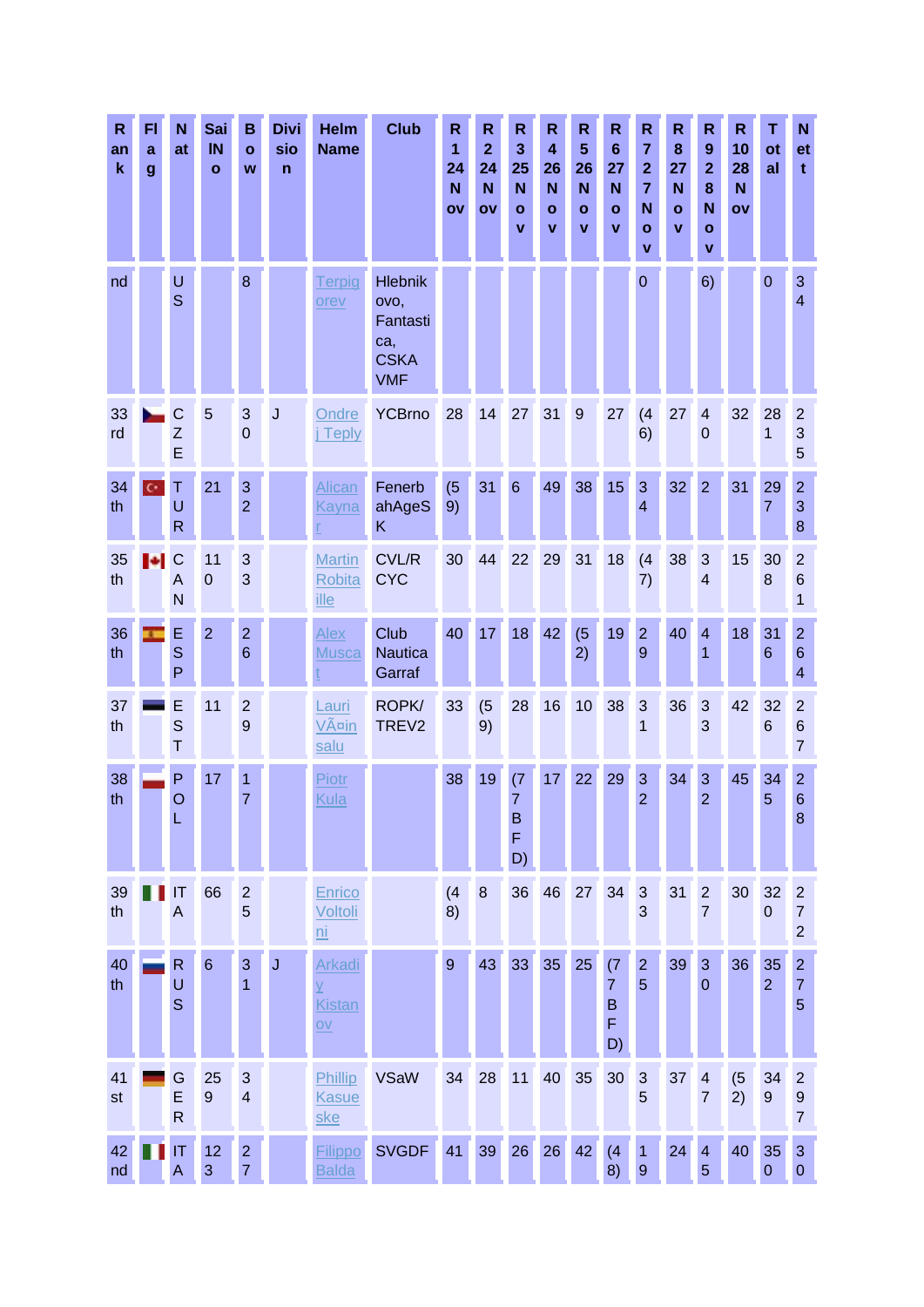| Rank | Flag | Nat | SailNo | Bow | Division | Helm Name | Club | R1 24 Nov | R2 24 Nov | R3 25 Nov | R4 26 Nov | R5 26 Nov | R6 27 Nov | R7 27 Nov | R8 27 Nov | R9 28 Nov | R10 28 Nov | Total | Nett |
|---|---|---|---|---|---|---|---|---|---|---|---|---|---|---|---|---|---|---|---|
| nd | | US | | 8 | | Terpigorev | Hlebnikovo, Fantastica, CSKA VMF | | | | | | | 0 | | 6) | | 0 | 34 |
| 33rd | | CZE | 5 | 30 | J | Ondrej Teply | YCBrno | 28 | 14 | 27 | 31 | 9 | 27 | (46) | 27 | 40 | 32 | 281 | 235 |
| 34th | | TUR | 21 | 32 | | Alican Kaynar | FenerbahAgeSK | (59) | 31 | 6 | 49 | 38 | 15 | 34 | 32 | 2 | 31 | 297 | 238 |
| 35th | | CAN | 110 | 33 | | Martin Robitaille | CVL/RCYC | 30 | 44 | 22 | 29 | 31 | 18 | (47) | 38 | 34 | 15 | 308 | 261 |
| 36th | | ESP | 2 | 26 | | Alex Muscat | Club Nautica Garraf | 40 | 17 | 18 | 42 | (52) | 19 | 29 | 40 | 41 | 18 | 316 | 264 |
| 37th | | EST | 11 | 29 | | Lauri VÃ¤insalu | ROPK/TREV2 | 33 | (59) | 28 | 16 | 10 | 38 | 31 | 36 | 33 | 42 | 326 | 267 |
| 38th | | POL | 17 | 17 | | Piotr Kula | | 38 | 19 | (77 BFD) | 17 | 22 | 29 | 32 | 34 | 32 | 45 | 345 | 268 |
| 39th | | ITA | 66 | 25 | | Enrico Voltolini | | (48) | 8 | 36 | 46 | 27 | 34 | 33 | 31 | 27 | 30 | 320 | 272 |
| 40th | | RUS | 6 | 31 | J | Arkadiy Kistanov | | 9 | 43 | 33 | 35 | 25 | (77 BFD) | 25 | 39 | 30 | 36 | 352 | 275 |
| 41st | | GER | 259 | 34 | | Phillip Kasueske | VSaW | 34 | 28 | 11 | 40 | 35 | 30 | 35 | 37 | 47 | (52) | 349 | 297 |
| 42nd | | ITA | 123 | 27 | | Filippo Balda | SVGDF | 41 | 39 | 26 | 26 | 42 | (48) | 19 | 24 | 45 | 40 | 350 | 30 |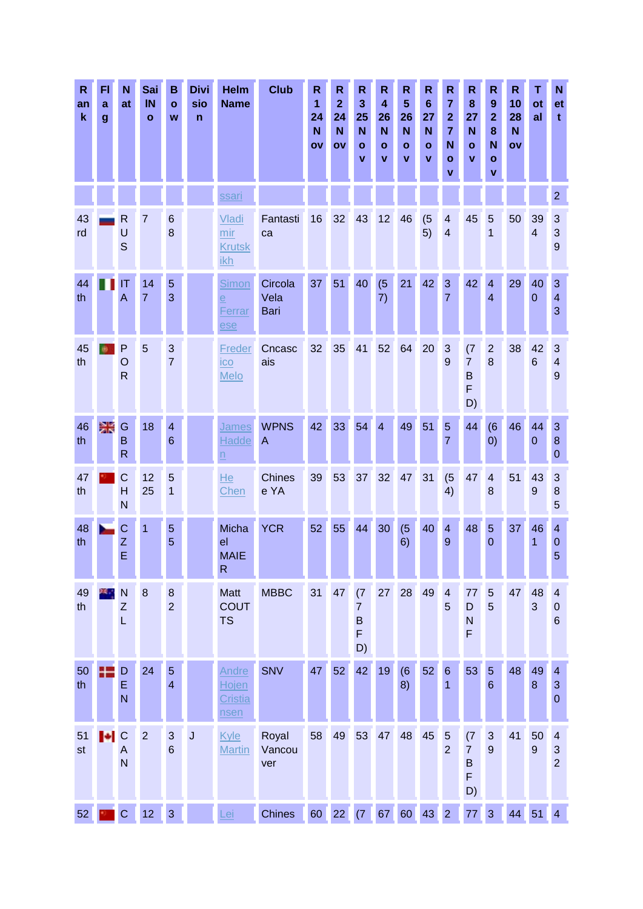| Rank | Flag | Nat | Sail No | Bow | Division | Helm Name | Club | R1 24 Nov | R2 24 Nov | R3 25 Nov | R4 26 Nov | R5 26 Nov | R6 27 Nov | R7 27 Nov | R8 27 Nov | R9 28 Nov | R10 28 Nov | Total | Nett |
|---|---|---|---|---|---|---|---|---|---|---|---|---|---|---|---|---|---|---|---|
| | | | | | | ssari | | | | | | | | | | | | | 2 |
| 43rd | | RUS | 7 | 68 | | Vladimir Krutskikh | Fantastica | 16 | 32 | 43 | 12 | 46 | (55) | 44 | 45 | 51 | 50 | 394 | 339 |
| 44th | | ITA | 147 | 53 | | Simone Ferrarese | Circola Vela Bari | 37 | 51 | 40 | (57) | 21 | 42 | 37 | 42 | 44 | 29 | 400 | 343 |
| 45th | | POR | 5 | 37 | | Frederico Melo | Cncascais | 32 | 35 | 41 | 52 | 64 | 20 | 39 | (77 BFD) | 28 | 38 | 426 | 349 |
| 46th | | GBR | 18 | 46 | | James Hadden | WPNSA | 42 | 33 | 54 | 4 | 49 | 51 | 57 | 44 | (60) | 46 | 440 | 380 |
| 47th | | CHN | 1225 | 51 | | He Chen | Chinese YA | 39 | 53 | 37 | 32 | 47 | 31 | (54) | 47 | 48 | 51 | 439 | 385 |
| 48th | | CZE | 1 | 55 | | Michael MAIER | YCR | 52 | 55 | 44 | 30 | (56) | 40 | 49 | 48 | 50 | 37 | 461 | 405 |
| 49th | | NZL | 8 | 82 | | Matt COUTTS | MBBC | 31 | 47 | (77 BFD) | 27 | 28 | 49 | 45 | 77 DNF | 55 | 47 | 483 | 406 |
| 50th | | DEN | 24 | 54 | | Andre Hojen Cristiansen | SNV | 47 | 52 | 42 | 19 | (68) | 52 | 61 | 53 | 56 | 48 | 498 | 430 |
| 51st | | CAN | 2 | 36 | J | Kyle Martin | Royal Vancouver | 58 | 49 | 53 | 47 | 48 | 45 | 52 | (77 BFD) | 39 | 41 | 509 | 432 |
| 52 | | C | 12 | 3 | | Lei | Chinese | 60 | 22 | (7 | 67 | 60 | 43 | 2 | 77 | 3 | 44 | 51 | 4 |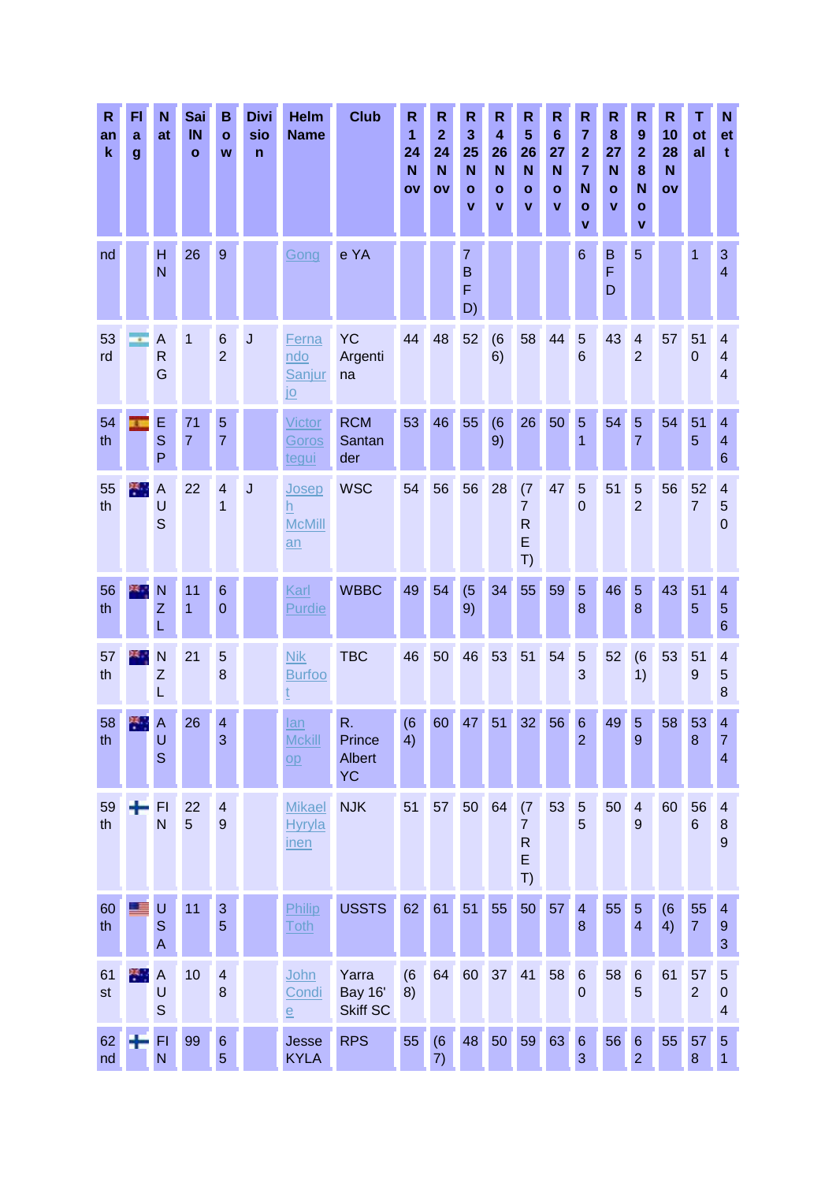| Rank | Flag | Nat | Sail No | Bow | Division | Helm Name | Club | R1 24 Nov | R2 24 Nov | R3 25 Nov | R4 26 Nov | R5 26 Nov | R6 27 Nov | R7 27 Nov | R8 27 Nov | R9 28 Nov | R10 28 Nov | Total | Nett |
|---|---|---|---|---|---|---|---|---|---|---|---|---|---|---|---|---|---|---|---|
| nd | | HN | 26 | 9 | | Gong | e YA | | | 7 BFD) | | | | 6 | BFD | 5 | | 1 | 34 |
| 53rd | | ARG | 1 | 62 | J | Fernando Sanjurjo | YC Argentina | 44 | 48 | 52 | (66) | 58 | 44 | 56 | 43 | 42 | 57 | 510 | 444 |
| 54th | | ESP | 717 | 57 | | Victor Gorostegui | RCM Santander | 53 | 46 | 55 | (69) | 26 | 50 | 51 | 54 | 57 | 54 | 515 | 446 |
| 55th | | AUS | 22 | 41 | J | Joseph McMillan | WSC | 54 | 56 | 56 | 28 | (77 RET) | 47 | 50 | 51 | 52 | 56 | 527 | 450 |
| 56th | | NZL | 111 | 60 | | Karl Purdie | WBBC | 49 | 54 | (59) | 34 | 55 | 59 | 58 | 46 | 58 | 43 | 515 | 456 |
| 57th | | NZL | 21 | 58 | | Nik Burfoot | TBC | 46 | 50 | 46 | 53 | 51 | 54 | 53 | 52 | (61) | 53 | 519 | 458 |
| 58th | | AUS | 26 | 43 | | Ian Mckillop | R. Prince Albert YC | (64) | 60 | 47 | 51 | 32 | 56 | 62 | 49 | 59 | 58 | 538 | 474 |
| 59th | | FIN | 225 | 49 | | Mikael Hyrylainen | NJK | 51 | 57 | 50 | 64 | (77 RET) | 53 | 55 | 50 | 49 | 60 | 566 | 489 |
| 60th | | USA | 11 | 35 | | Philip Toth | USSTS | 62 | 61 | 51 | 55 | 50 | 57 | 48 | 55 | 54 | (64) | 557 | 493 |
| 61st | | AUS | 10 | 48 | | John Condie | Yarra Bay 16' Skiff SC | (68) | 64 | 60 | 37 | 41 | 58 | 60 | 58 | 65 | 61 | 572 | 504 |
| 62nd | | FIN | 99 | 65 | | Jesse KYLA | RPS | 55 | (67) | 48 | 50 | 59 | 63 | 63 | 56 | 62 | 55 | 578 | 51 |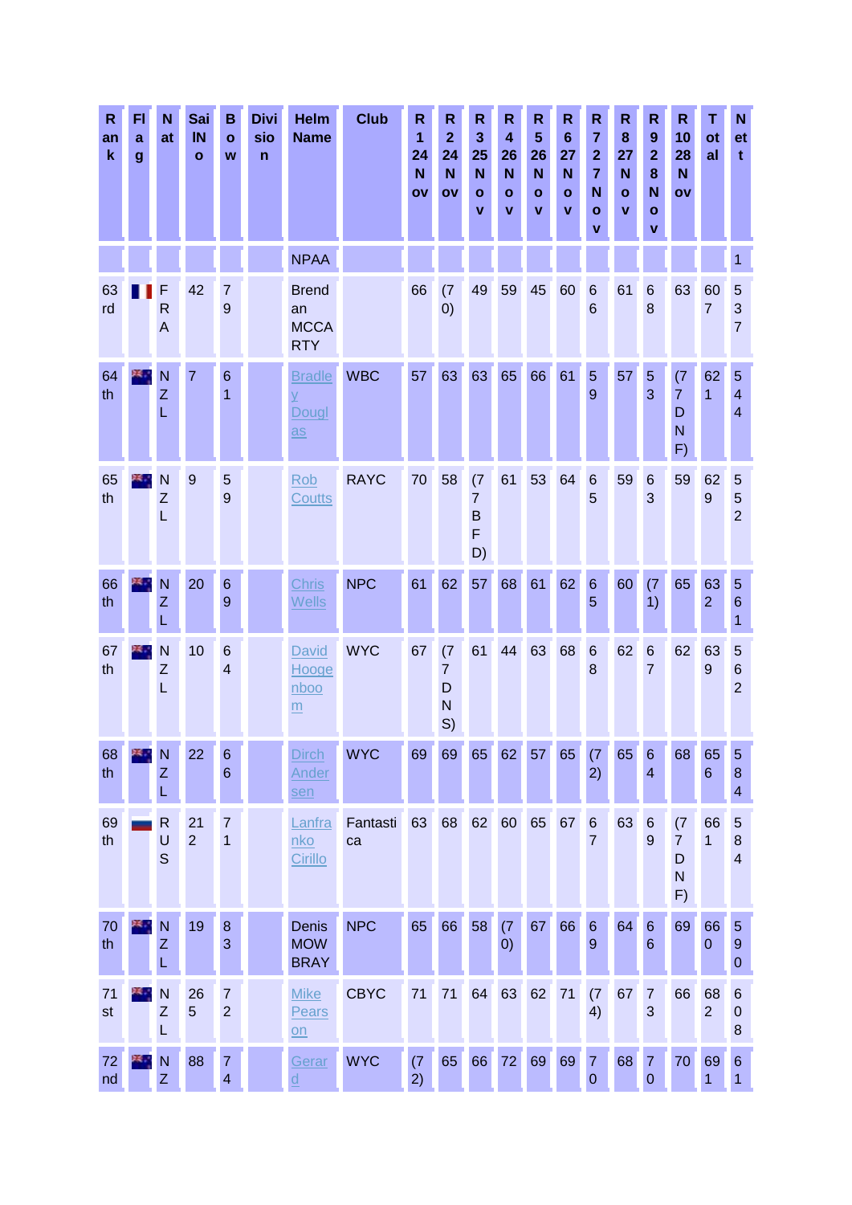| Rank | Flag | Nat | Sail No | Bow | Division | Helm Name | Club | R1 24 Nov | R2 24 Nov | R3 25 Nov | R4 26 Nov | R5 26 Nov | R6 27 Nov | R7 27 Nov | R8 27 Nov | R9 28 Nov | R10 28 Nov | Total | Nett |
|---|---|---|---|---|---|---|---|---|---|---|---|---|---|---|---|---|---|---|---|
| | | | | | | NPAA | | | | | | | | | | | | | 1 |
| 63rd | | FRA | 42 | 79 | | Brendan MCCARTY | | 66 | (70) | 49 | 59 | 45 | 60 | 66 | 61 | 68 | 63 | 607 | 537 |
| 64th | | NZL | 7 | 61 | | Bradley Douglas | WBC | 57 | 63 | 63 | 65 | 66 | 61 | 59 | 57 | 53 | (77 DNF) | 621 | 544 |
| 65th | | NZL | 9 | 59 | | Rob Coutts | RAYC | 70 | 58 | (77 BFD) | 61 | 53 | 64 | 65 | 59 | 63 | 59 | 629 | 552 |
| 66th | | NZL | 20 | 69 | | Chris Wells | NPC | 61 | 62 | 57 | 68 | 61 | 62 | 65 | 60 | (71) | 65 | 632 | 561 |
| 67th | | NZL | 10 | 64 | | David Hoogenboom | WYC | 67 | (77 DNS) | 61 | 44 | 63 | 68 | 68 | 62 | 67 | 62 | 639 | 562 |
| 68th | | NZL | 22 | 66 | | Dirch Andersen | WYC | 69 | 69 | 65 | 62 | 57 | 65 | (72) | 65 | 64 | 68 | 656 | 584 |
| 69th | | RUS | 212 | 71 | | Lanfranko Cirillo | Fantastica | 63 | 68 | 62 | 60 | 65 | 67 | 67 | 63 | 69 | (77 DNF) | 661 | 584 |
| 70th | | NZL | 19 | 83 | | Denis MOWBRAY | NPC | 65 | 66 | 58 | (70) | 67 | 66 | 69 | 64 | 66 | 69 | 660 | 590 |
| 71st | | NZL | 265 | 72 | | Mike Pearson | CBYC | 71 | 71 | 64 | 63 | 62 | 71 | (74) | 67 | 73 | 66 | 682 | 608 |
| 72nd | | NZ | 88 | 74 | | Gerard | WYC | (72) | 65 | 66 | 72 | 69 | 69 | 70 | 68 | 70 | 70 | 691 | 61 |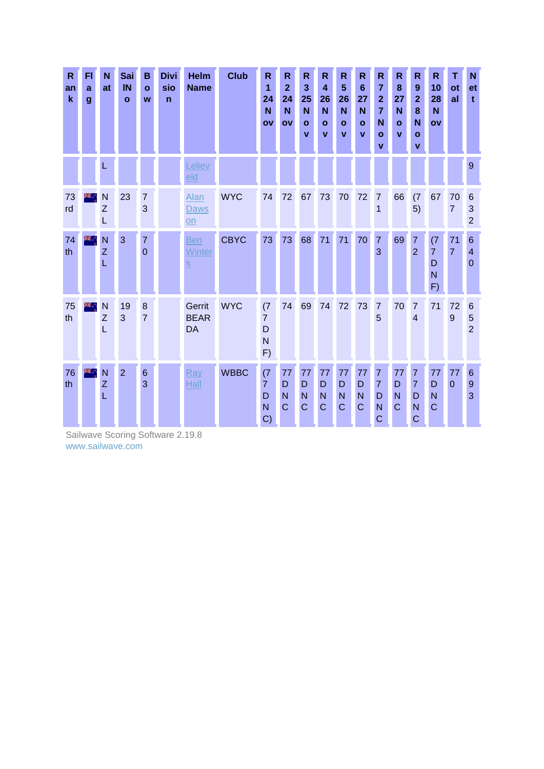| Rank | Flag | Nat | SailNo | Bow | Division | HelmName | Club | R1 24Nov | R2 24Nov | R3 25Nov | R4 26Nov | R5 26Nov | R6 27Nov | R7 27Nov | R8 27Nov | R9 28Nov | R10 28Nov | Total | Nett |
|---|---|---|---|---|---|---|---|---|---|---|---|---|---|---|---|---|---|---|---|
| | | L | | | | Lelieveld | | | | | | | | | | | | | 9 |
| 73rd | | NZL | 23 | 73 | | Alan Dawson | WYC | 74 | 72 | 67 | 73 | 70 | 72 | 71 | 66 | (75) | 67 | 707 | 632 |
| 74th | | NZL | 3 | 70 | | Ben Winters | CBYC | 73 | 73 | 68 | 71 | 71 | 70 | 73 | 69 | 72 | (77 DNF) | 717 | 640 |
| 75th | | NZL | 193 | 87 | | Gerrit BEARDA | WYC | (77 DNF) | 74 | 69 | 74 | 72 | 73 | 75 | 70 | 74 | 71 | 729 | 652 |
| 76th | | NZL | 2 | 63 | | Ray Hall | WBBC | (77 DNC) | 77 DNC | 77 DNC | 77 DNC | 77 DNC | 77 DNC | 77 DNC | 77 DNC | 77 DNC | 77 DNC | 770 | 693 |

Sailwave Scoring Software 2.19.8
www.sailwave.com